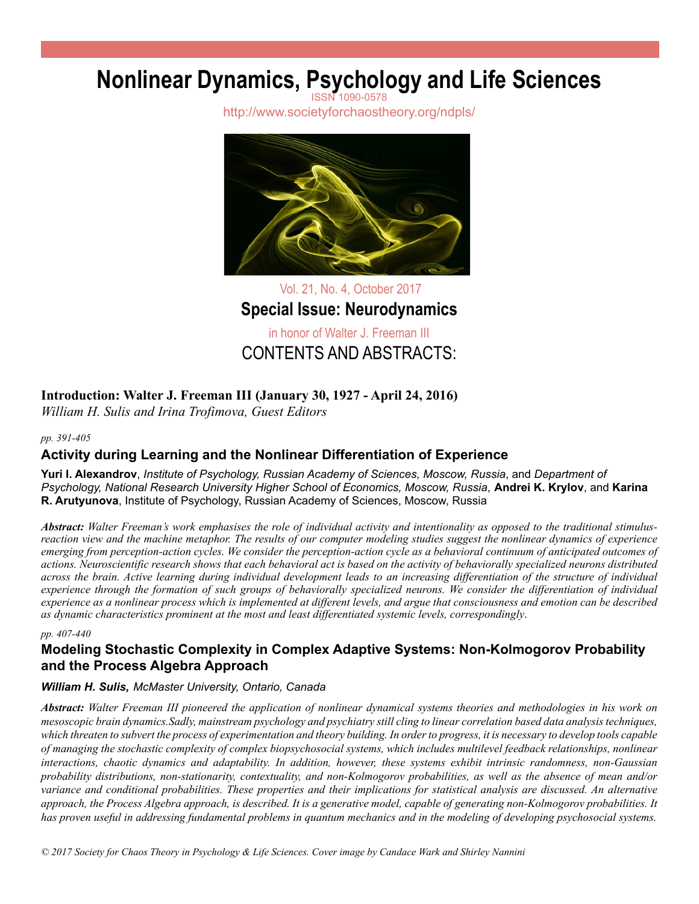# Nonlinear Dynamics, Psychology and Life Sciences

ISSN 1090-0578

http://www.societyforchaostheory.org/ndpls/

Vol. 21, No. 4, October 2017

## Special Issue: Neurodynamics

in honor of Walter J. Freeman III

## CONTENTS AND ABSTRACTS:

### Introduction: Walter J. Freeman III (January 30, 1927 - April 24, 2016)

*William H. Sulis and Irina Trofimova, Guest Editors*

*pp. 391-405*

### Activity during Learning and the Nonlinear Differentiation of Experience

**Yuri I. Alexandrov**, *Institute of Psychology, Russian Academy of Sciences, Moscow, Russia*, and *Department of Psychology, National Research University Higher School of Economics, Moscow, Russia*, **Andrei K. Krylov**, and **Karina R. Arutyunova**, Institute of Psychology, Russian Academy of Sciences, Moscow, Russia

***Abstract:*** *Walter Freeman's work emphasises the role of individual activity and intentionality as opposed to the traditional stimulus-reaction view and the machine metaphor. The results of our computer modeling studies suggest the nonlinear dynamics of experience emerging from perception-action cycles. We consider the perception-action cycle as a behavioral continuum of anticipated outcomes of actions. Neuroscientific research shows that each behavioral act is based on the activity of behaviorally specialized neurons distributed across the brain. Active learning during individual development leads to an increasing differentiation of the structure of individual experience through the formation of such groups of behaviorally specialized neurons. We consider the differentiation of individual experience as a nonlinear process which is implemented at different levels, and argue that consciousness and emotion can be described as dynamic characteristics prominent at the most and least differentiated systemic levels, correspondingly.*

*pp. 407-440*

### Modeling Stochastic Complexity in Complex Adaptive Systems: Non-Kolmogorov Probability and the Process Algebra Approach

***William H. Sulis,*** *McMaster University, Ontario, Canada*

***Abstract:*** *Walter Freeman III pioneered the application of nonlinear dynamical systems theories and methodologies in his work on mesoscopic brain dynamics.Sadly, mainstream psychology and psychiatry still cling to linear correlation based data analysis techniques, which threaten to subvert the process of experimentation and theory building. In order to progress, it is necessary to develop tools capable of managing the stochastic complexity of complex biopsychosocial systems, which includes multilevel feedback relationships, nonlinear interactions, chaotic dynamics and adaptability. In addition, however, these systems exhibit intrinsic randomness, non-Gaussian probability distributions, non-stationarity, contextuality, and non-Kolmogorov probabilities, as well as the absence of mean and/or variance and conditional probabilities. These properties and their implications for statistical analysis are discussed. An alternative approach, the Process Algebra approach, is described. It is a generative model, capable of generating non-Kolmogorov probabilities. It has proven useful in addressing fundamental problems in quantum mechanics and in the modeling of developing psychosocial systems.*

*© 2017 Society for Chaos Theory in Psychology & Life Sciences. Cover image by Candace Wark and Shirley Nannini*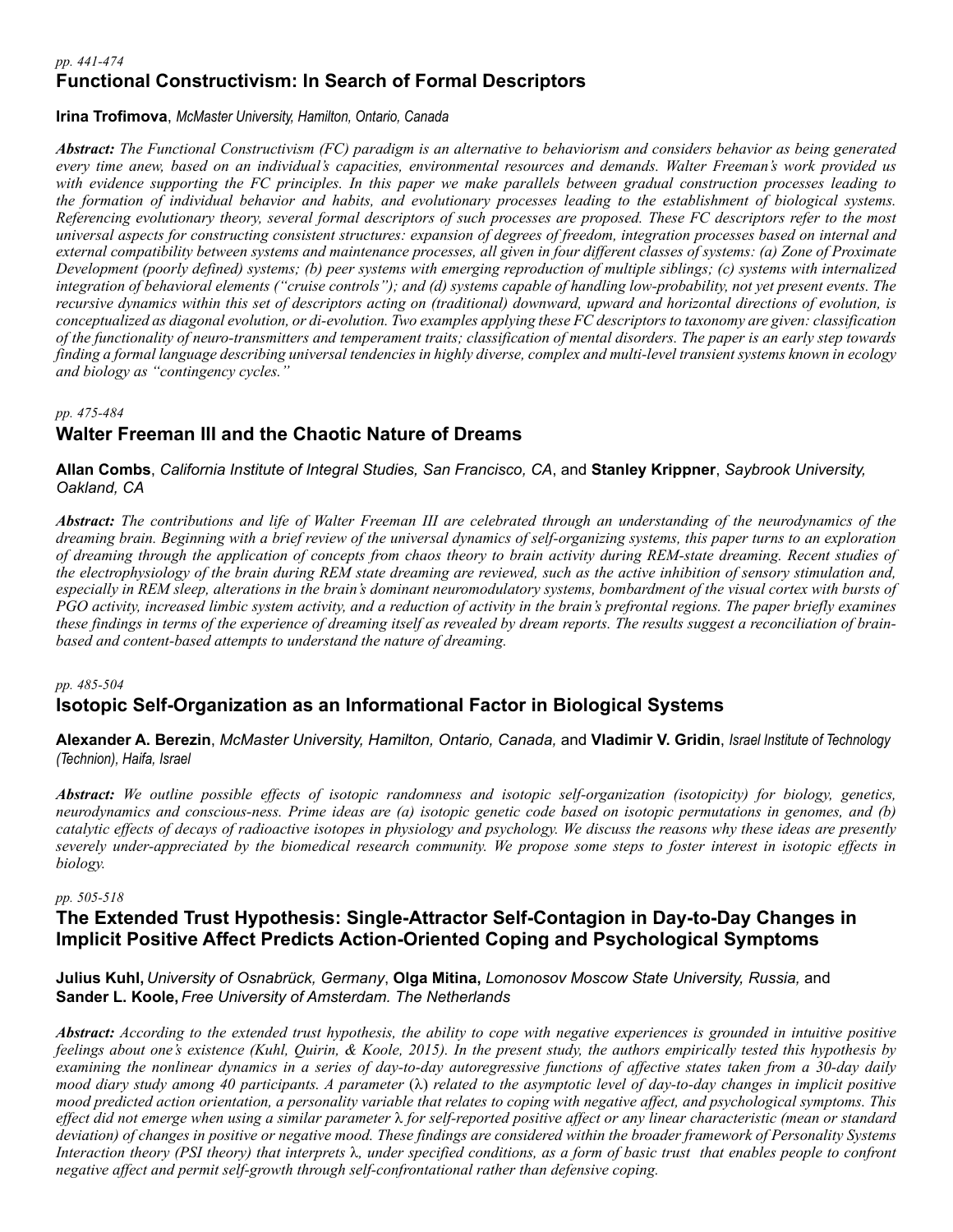*pp. 441-474*

## Functional Constructivism: In Search of Formal Descriptors

**Irina Trofimova**, *McMaster University, Hamilton, Ontario, Canada*

***Abstract:*** *The Functional Constructivism (FC) paradigm is an alternative to behaviorism and considers behavior as being generated every time anew, based on an individual's capacities, environmental resources and demands. Walter Freeman's work provided us with evidence supporting the FC principles. In this paper we make parallels between gradual construction processes leading to the formation of individual behavior and habits, and evolutionary processes leading to the establishment of biological systems. Referencing evolutionary theory, several formal descriptors of such processes are proposed. These FC descriptors refer to the most universal aspects for constructing consistent structures: expansion of degrees of freedom, integration processes based on internal and external compatibility between systems and maintenance processes, all given in four different classes of systems: (a) Zone of Proximate Development (poorly defined) systems; (b) peer systems with emerging reproduction of multiple siblings; (c) systems with internalized integration of behavioral elements ("cruise controls"); and (d) systems capable of handling low-probability, not yet present events. The recursive dynamics within this set of descriptors acting on (traditional) downward, upward and horizontal directions of evolution, is conceptualized as diagonal evolution, or di-evolution. Two examples applying these FC descriptors to taxonomy are given: classification of the functionality of neuro-transmitters and temperament traits; classification of mental disorders. The paper is an early step towards finding a formal language describing universal tendencies in highly diverse, complex and multi-level transient systems known in ecology and biology as "contingency cycles."*

*pp. 475-484*

## Walter Freeman III and the Chaotic Nature of Dreams

**Allan Combs**, *California Institute of Integral Studies, San Francisco, CA*, and **Stanley Krippner**, *Saybrook University, Oakland, CA*

***Abstract:*** *The contributions and life of Walter Freeman III are celebrated through an understanding of the neurodynamics of the dreaming brain. Beginning with a brief review of the universal dynamics of self-organizing systems, this paper turns to an exploration of dreaming through the application of concepts from chaos theory to brain activity during REM-state dreaming. Recent studies of the electrophysiology of the brain during REM state dreaming are reviewed, such as the active inhibition of sensory stimulation and, especially in REM sleep, alterations in the brain's dominant neuromodulatory systems, bombardment of the visual cortex with bursts of PGO activity, increased limbic system activity, and a reduction of activity in the brain's prefrontal regions. The paper briefly examines these findings in terms of the experience of dreaming itself as revealed by dream reports. The results suggest a reconciliation of brain-based and content-based attempts to understand the nature of dreaming.*

*pp. 485-504*

## Isotopic Self-Organization as an Informational Factor in Biological Systems

**Alexander A. Berezin**, *McMaster University, Hamilton, Ontario, Canada,* and **Vladimir V. Gridin**, *Israel Institute of Technology (Technion), Haifa, Israel*

***Abstract:*** *We outline possible effects of isotopic randomness and isotopic self-organization (isotopicity) for biology, genetics, neurodynamics and conscious-ness. Prime ideas are (a) isotopic genetic code based on isotopic permutations in genomes, and (b) catalytic effects of decays of radioactive isotopes in physiology and psychology. We discuss the reasons why these ideas are presently severely under-appreciated by the biomedical research community. We propose some steps to foster interest in isotopic effects in biology.*

*pp. 505-518*

## The Extended Trust Hypothesis: Single-Attractor Self-Contagion in Day-to-Day Changes in Implicit Positive Affect Predicts Action-Oriented Coping and Psychological Symptoms

**Julius Kuhl,** *University of Osnabrück, Germany*, **Olga Mitina,** *Lomonosov Moscow State University, Russia,* and **Sander L. Koole,** *Free University of Amsterdam. The Netherlands*

***Abstract:*** *According to the extended trust hypothesis, the ability to cope with negative experiences is grounded in intuitive positive feelings about one's existence (Kuhl, Quirin, & Koole, 2015). In the present study, the authors empirically tested this hypothesis by examining the nonlinear dynamics in a series of day-to-day autoregressive functions of affective states taken from a 30-day daily mood diary study among 40 participants. A parameter ($\lambda$) related to the asymptotic level of day-to-day changes in implicit positive mood predicted action orientation, a personality variable that relates to coping with negative affect, and psychological symptoms. This effect did not emerge when using a similar parameter $\lambda$ for self-reported positive affect or any linear characteristic (mean or standard deviation) of changes in positive or negative mood. These findings are considered within the broader framework of Personality Systems Interaction theory (PSI theory) that interprets $\lambda$, under specified conditions, as a form of basic trust that enables people to confront negative affect and permit self-growth through self-confrontational rather than defensive coping.*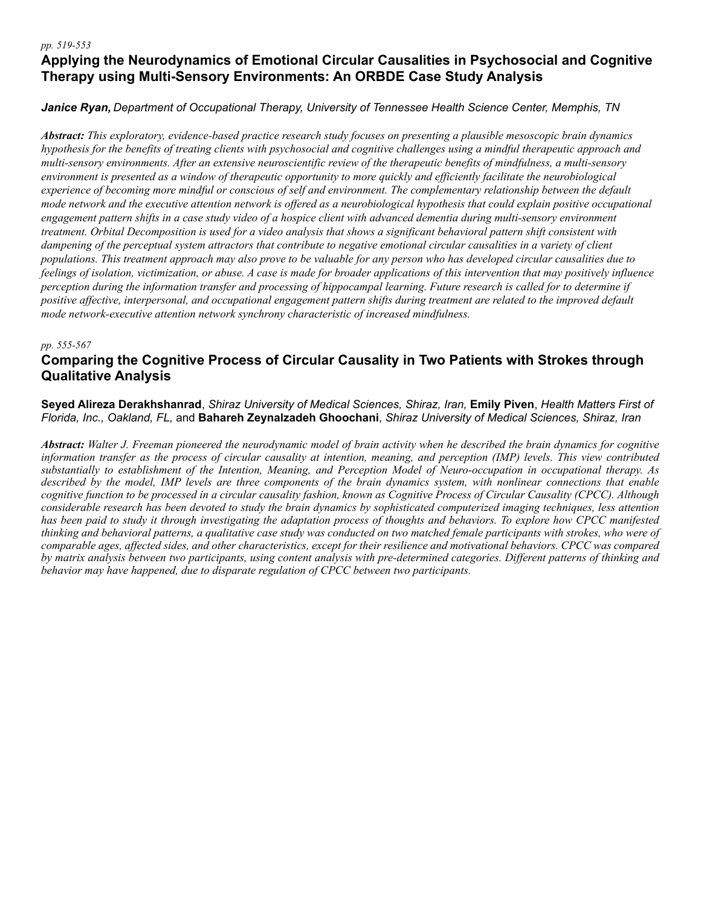*pp. 519-553*

## Applying the Neurodynamics of Emotional Circular Causalities in Psychosocial and Cognitive Therapy using Multi-Sensory Environments: An ORBDE Case Study Analysis

***Janice Ryan,*** *Department of Occupational Therapy, University of Tennessee Health Science Center, Memphis, TN*

***Abstract:*** *This exploratory, evidence-based practice research study focuses on presenting a plausible mesoscopic brain dynamics hypothesis for the benefits of treating clients with psychosocial and cognitive challenges using a mindful therapeutic approach and multi-sensory environments. After an extensive neuroscientific review of the therapeutic benefits of mindfulness, a multi-sensory environment is presented as a window of therapeutic opportunity to more quickly and efficiently facilitate the neurobiological experience of becoming more mindful or conscious of self and environment. The complementary relationship between the default mode network and the executive attention network is offered as a neurobiological hypothesis that could explain positive occupational engagement pattern shifts in a case study video of a hospice client with advanced dementia during multi-sensory environment treatment. Orbital Decomposition is used for a video analysis that shows a significant behavioral pattern shift consistent with dampening of the perceptual system attractors that contribute to negative emotional circular causalities in a variety of client populations. This treatment approach may also prove to be valuable for any person who has developed circular causalities due to feelings of isolation, victimization, or abuse. A case is made for broader applications of this intervention that may positively influence perception during the information transfer and processing of hippocampal learning. Future research is called for to determine if positive affective, interpersonal, and occupational engagement pattern shifts during treatment are related to the improved default mode network-executive attention network synchrony characteristic of increased mindfulness.*

*pp. 555-567*

## Comparing the Cognitive Process of Circular Causality in Two Patients with Strokes through Qualitative Analysis

**Seyed Alireza Derakhshanrad**, *Shiraz University of Medical Sciences, Shiraz, Iran,* **Emily Piven**, *Health Matters First of Florida, Inc., Oakland, FL,* and **Bahareh Zeynalzadeh Ghoochani**, *Shiraz University of Medical Sciences, Shiraz, Iran*

***Abstract:*** *Walter J. Freeman pioneered the neurodynamic model of brain activity when he described the brain dynamics for cognitive information transfer as the process of circular causality at intention, meaning, and perception (IMP) levels. This view contributed substantially to establishment of the Intention, Meaning, and Perception Model of Neuro-occupation in occupational therapy. As described by the model, IMP levels are three components of the brain dynamics system, with nonlinear connections that enable cognitive function to be processed in a circular causality fashion, known as Cognitive Process of Circular Causality (CPCC). Although considerable research has been devoted to study the brain dynamics by sophisticated computerized imaging techniques, less attention has been paid to study it through investigating the adaptation process of thoughts and behaviors. To explore how CPCC manifested thinking and behavioral patterns, a qualitative case study was conducted on two matched female participants with strokes, who were of comparable ages, affected sides, and other characteristics, except for their resilience and motivational behaviors. CPCC was compared by matrix analysis between two participants, using content analysis with pre-determined categories. Different patterns of thinking and behavior may have happened, due to disparate regulation of CPCC between two participants.*